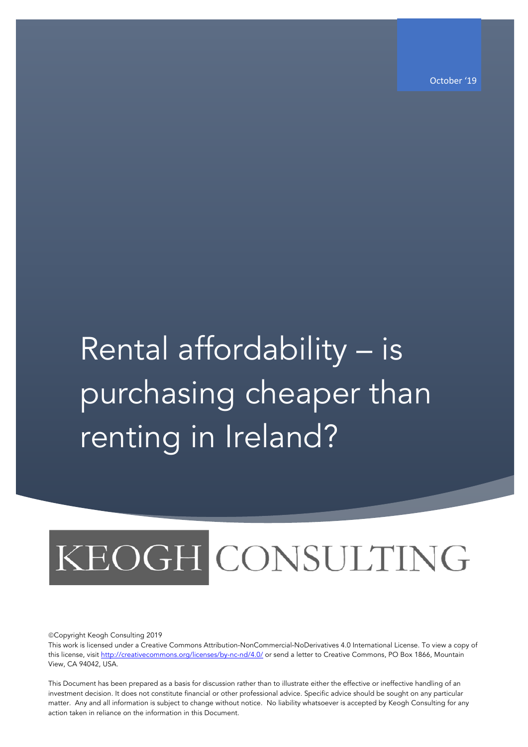October '19

# Rental affordability – is purchasing cheaper than renting in Ireland?

KEOGH CONSULTING

©Copyright Keogh Consulting 2019

This work is licensed under a Creative Commons Attribution-NonCommercial-NoDerivatives 4.0 International License. To view a copy of this license, visit http://creativecommons.org/licenses/by-nc-nd/4.0/ or send a letter to Creative Commons, PO Box 1866, Mountain View, CA 94042, USA.

This Document has been prepared as a basis for discussion rather than to illustrate either the effective or ineffective handling of an investment decision. It does not constitute financial or other professional advice. Specific advice should be sought on any particular matter. Any and all information is subject to change without notice. No liability whatsoever is accepted by Keogh Consulting for any action taken in reliance on the information in this Document.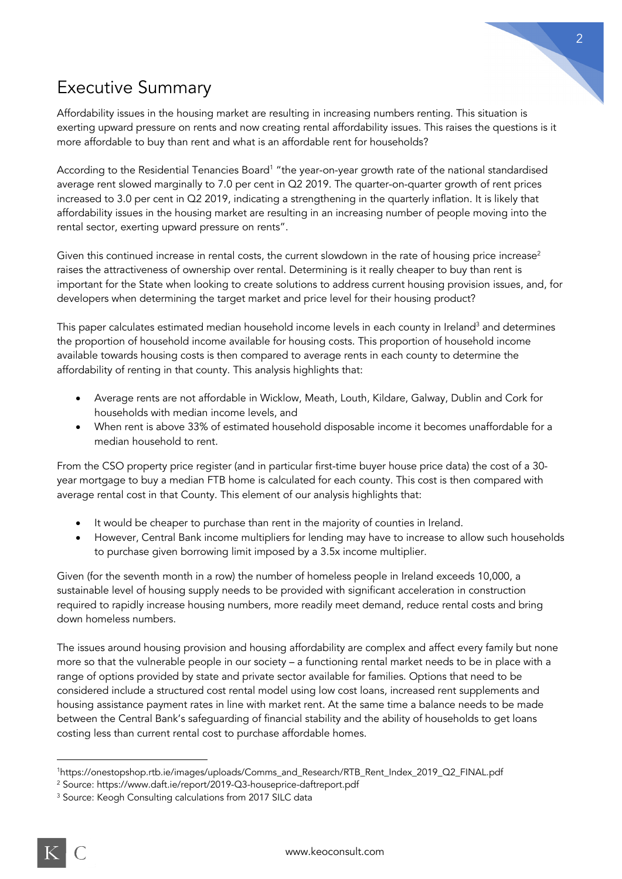# Executive Summary

Affordability issues in the housing market are resulting in increasing numbers renting. This situation is exerting upward pressure on rents and now creating rental affordability issues. This raises the questions is it more affordable to buy than rent and what is an affordable rent for households?

According to the Residential Tenancies Board[1] "the year-on-year growth rate of the national standardised average rent slowed marginally to 7.0 per cent in Q2 2019. The quarter-on-quarter growth of rent prices increased to 3.0 per cent in Q2 2019, indicating a strengthening in the quarterly inflation. It is likely that affordability issues in the housing market are resulting in an increasing number of people moving into the rental sector, exerting upward pressure on rents".

Given this continued increase in rental costs, the current slowdown in the rate of housing price increase[2] raises the attractiveness of ownership over rental. Determining is it really cheaper to buy than rent is important for the State when looking to create solutions to address current housing provision issues, and, for developers when determining the target market and price level for their housing product?

This paper calculates estimated median household income levels in each county in Ireland[3] and determines the proportion of household income available for housing costs. This proportion of household income available towards housing costs is then compared to average rents in each county to determine the affordability of renting in that county. This analysis highlights that:

- Average rents are not affordable in Wicklow, Meath, Louth, Kildare, Galway, Dublin and Cork for households with median income levels, and
- When rent is above 33% of estimated household disposable income it becomes unaffordable for a median household to rent.

From the CSO property price register (and in particular first-time buyer house price data) the cost of a 30-year mortgage to buy a median FTB home is calculated for each county. This cost is then compared with average rental cost in that County. This element of our analysis highlights that:

- It would be cheaper to purchase than rent in the majority of counties in Ireland.
- However, Central Bank income multipliers for lending may have to increase to allow such households to purchase given borrowing limit imposed by a 3.5x income multiplier.

Given (for the seventh month in a row) the number of homeless people in Ireland exceeds 10,000, a sustainable level of housing supply needs to be provided with significant acceleration in construction required to rapidly increase housing numbers, more readily meet demand, reduce rental costs and bring down homeless numbers.

The issues around housing provision and housing affordability are complex and affect every family but none more so that the vulnerable people in our society – a functioning rental market needs to be in place with a range of options provided by state and private sector available for families. Options that need to be considered include a structured cost rental model using low cost loans, increased rent supplements and housing assistance payment rates in line with market rent. At the same time a balance needs to be made between the Central Bank's safeguarding of financial stability and the ability of households to get loans costing less than current rental cost to purchase affordable homes.

---

[1] https://onestopshop.rtb.ie/images/uploads/Comms_and_Research/RTB_Rent_Index_2019_Q2_FINAL.pdf

[2] Source: https://www.daft.ie/report/2019-Q3-houseprice-daftreport.pdf

[3] Source: Keogh Consulting calculations from 2017 SILC data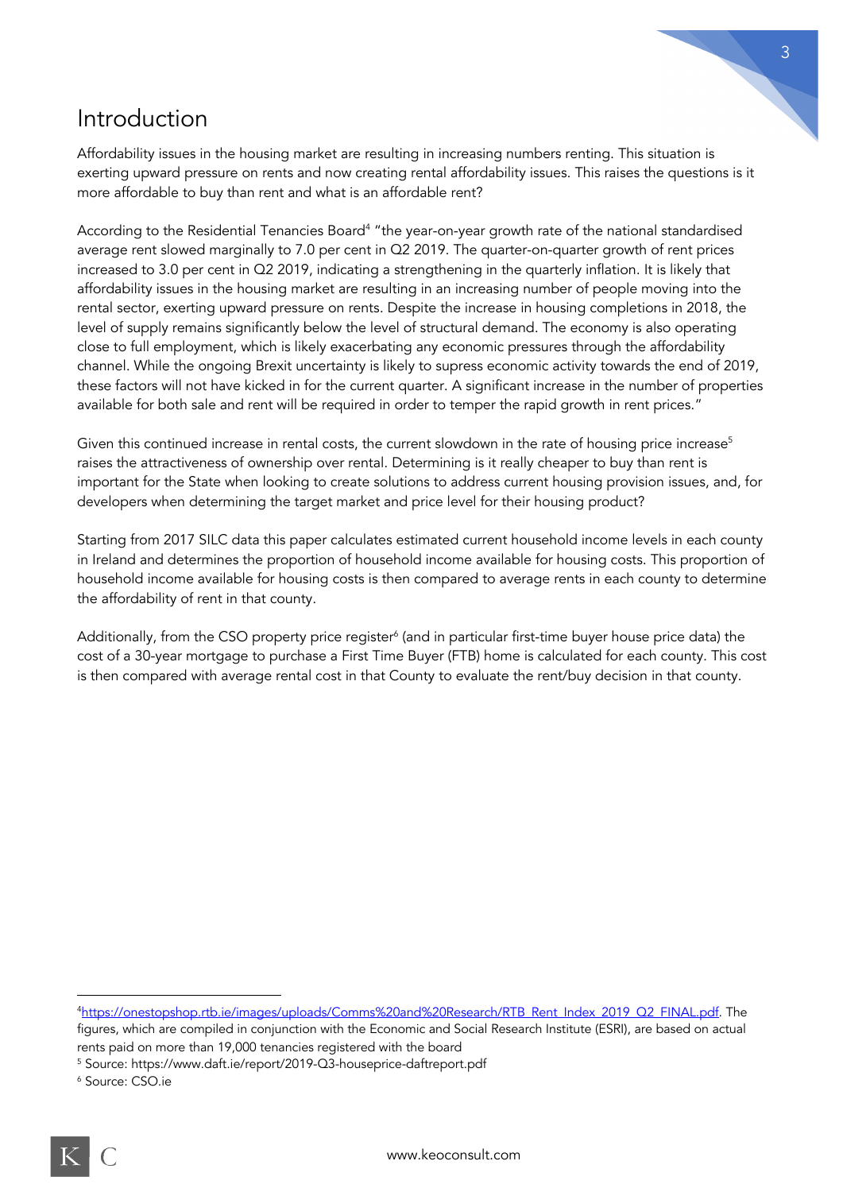# Introduction

Affordability issues in the housing market are resulting in increasing numbers renting. This situation is exerting upward pressure on rents and now creating rental affordability issues. This raises the questions is it more affordable to buy than rent and what is an affordable rent?

According to the Residential Tenancies Board[4] "the year-on-year growth rate of the national standardised average rent slowed marginally to 7.0 per cent in Q2 2019. The quarter-on-quarter growth of rent prices increased to 3.0 per cent in Q2 2019, indicating a strengthening in the quarterly inflation. It is likely that affordability issues in the housing market are resulting in an increasing number of people moving into the rental sector, exerting upward pressure on rents. Despite the increase in housing completions in 2018, the level of supply remains significantly below the level of structural demand. The economy is also operating close to full employment, which is likely exacerbating any economic pressures through the affordability channel. While the ongoing Brexit uncertainty is likely to supress economic activity towards the end of 2019, these factors will not have kicked in for the current quarter. A significant increase in the number of properties available for both sale and rent will be required in order to temper the rapid growth in rent prices."

Given this continued increase in rental costs, the current slowdown in the rate of housing price increase[5] raises the attractiveness of ownership over rental. Determining is it really cheaper to buy than rent is important for the State when looking to create solutions to address current housing provision issues, and, for developers when determining the target market and price level for their housing product?

Starting from 2017 SILC data this paper calculates estimated current household income levels in each county in Ireland and determines the proportion of household income available for housing costs. This proportion of household income available for housing costs is then compared to average rents in each county to determine the affordability of rent in that county.

Additionally, from the CSO property price register[6] (and in particular first-time buyer house price data) the cost of a 30-year mortgage to purchase a First Time Buyer (FTB) home is calculated for each county. This cost is then compared with average rental cost in that County to evaluate the rent/buy decision in that county.

---

[4] https://onestopshop.rtb.ie/images/uploads/Comms%20and%20Research/RTB_Rent_Index_2019_Q2_FINAL.pdf. The figures, which are compiled in conjunction with the Economic and Social Research Institute (ESRI), are based on actual rents paid on more than 19,000 tenancies registered with the board

[5] Source: https://www.daft.ie/report/2019-Q3-houseprice-daftreport.pdf

[6] Source: CSO.ie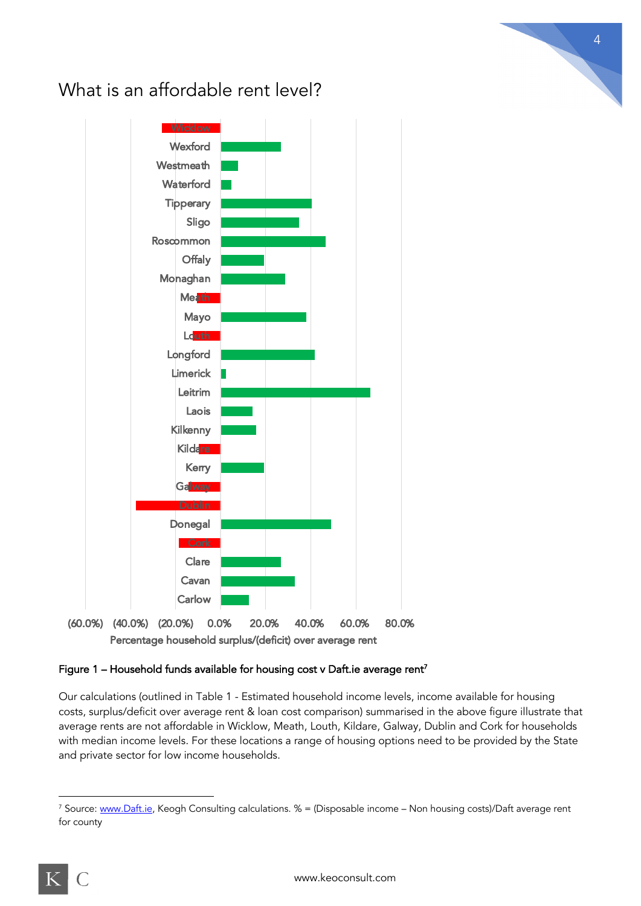# What is an affordable rent level?

Figure 1 – Household funds available for housing cost v Daft.ie average rent[7]

Our calculations (outlined in Table 1 - Estimated household income levels, income available for housing costs, surplus/deficit over average rent & loan cost comparison) summarised in the above figure illustrate that average rents are not affordable in Wicklow, Meath, Louth, Kildare, Galway, Dublin and Cork for households with median income levels. For these locations a range of housing options need to be provided by the State and private sector for low income households.

[7] Source: www.Daft.ie, Keogh Consulting calculations. % = (Disposable income – Non housing costs)/Daft average rent for county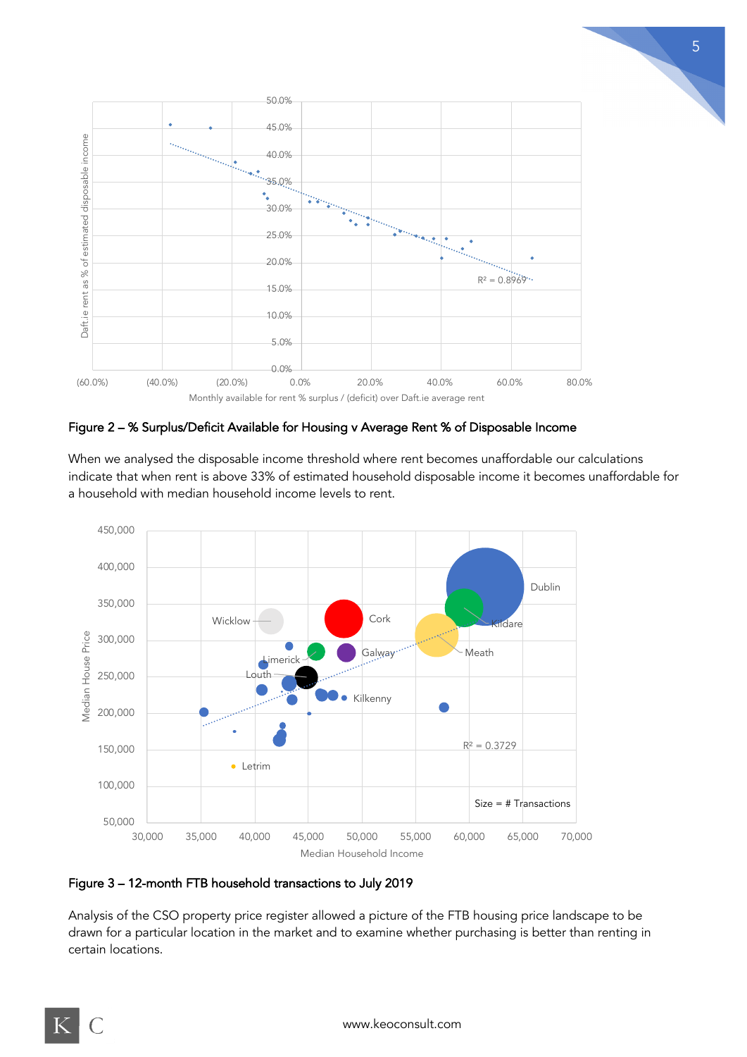Figure 2 – % Surplus/Deficit Available for Housing v Average Rent % of Disposable Income

When we analysed the disposable income threshold where rent becomes unaffordable our calculations indicate that when rent is above 33% of estimated household disposable income it becomes unaffordable for a household with median household income levels to rent.

Figure 3 – 12-month FTB household transactions to July 2019

Analysis of the CSO property price register allowed a picture of the FTB housing price landscape to be drawn for a particular location in the market and to examine whether purchasing is better than renting in certain locations.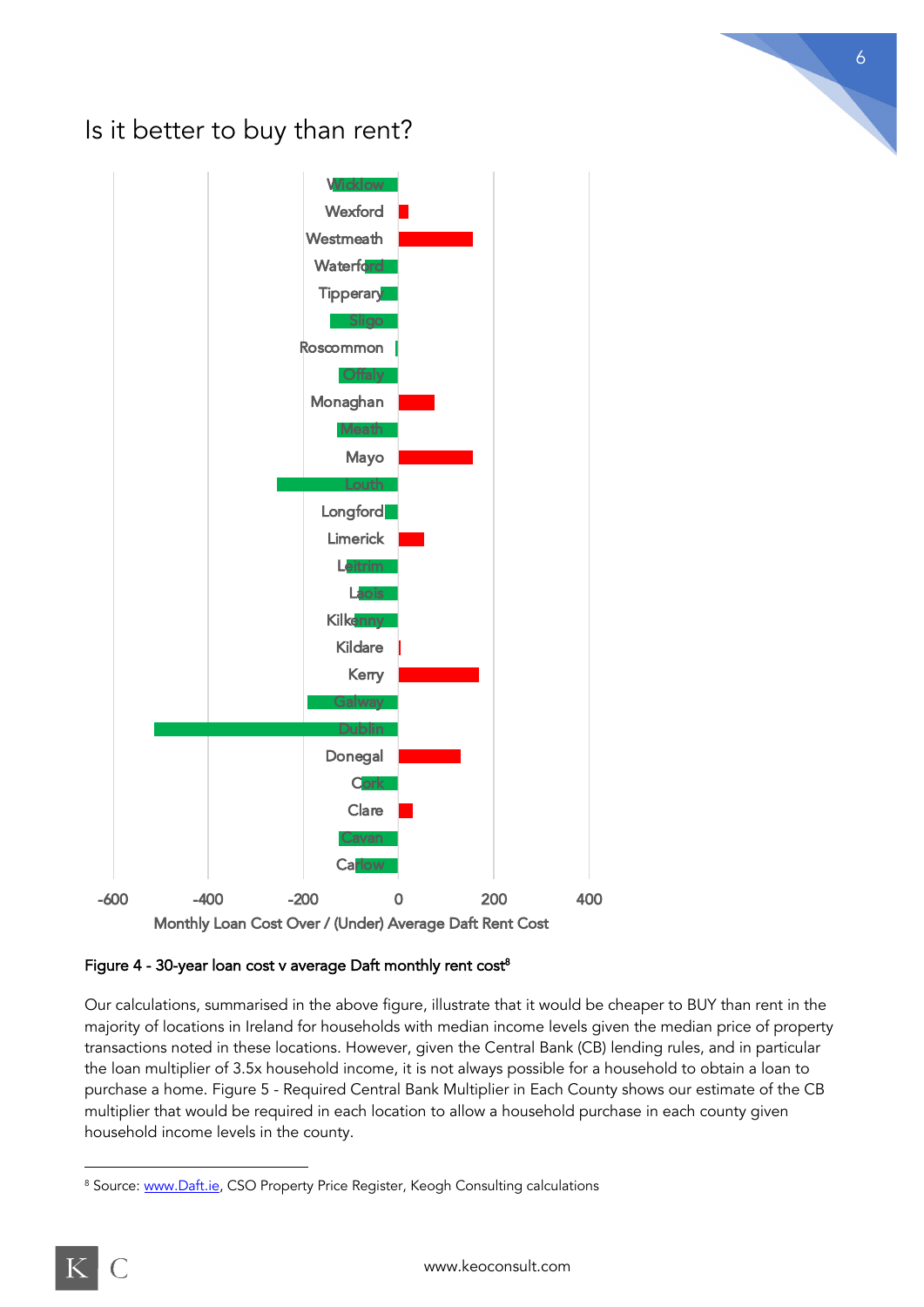## Is it better to buy than rent?

Figure 4 - 30-year loan cost v average Daft monthly rent cost[8]

Our calculations, summarised in the above figure, illustrate that it would be cheaper to BUY than rent in the majority of locations in Ireland for households with median income levels given the median price of property transactions noted in these locations. However, given the Central Bank (CB) lending rules, and in particular the loan multiplier of 3.5x household income, it is not always possible for a household to obtain a loan to purchase a home. Figure 5 - Required Central Bank Multiplier in Each County shows our estimate of the CB multiplier that would be required in each location to allow a household purchase in each county given household income levels in the county.

[8] Source: www.Daft.ie, CSO Property Price Register, Keogh Consulting calculations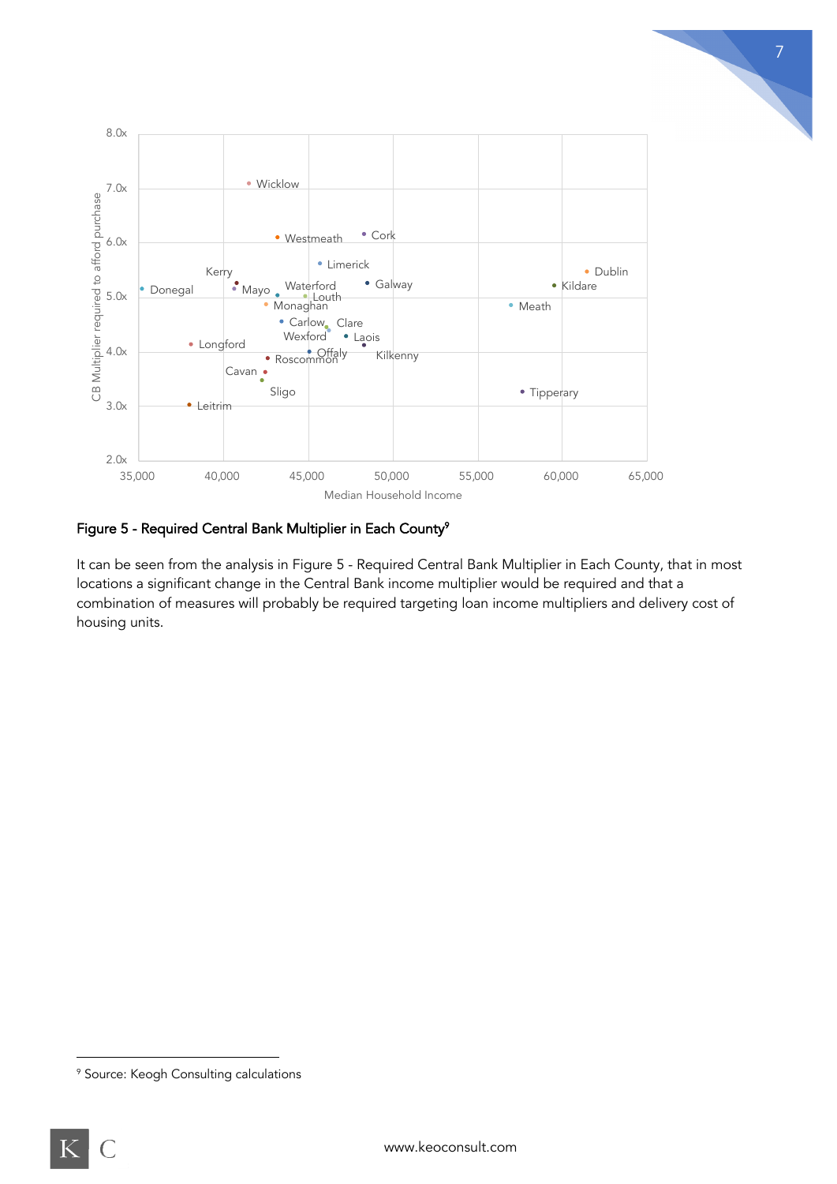Figure 5 - Required Central Bank Multiplier in Each County[9]

It can be seen from the analysis in Figure 5 - Required Central Bank Multiplier in Each County, that in most locations a significant change in the Central Bank income multiplier would be required and that a combination of measures will probably be required targeting loan income multipliers and delivery cost of housing units.

[9] Source: Keogh Consulting calculations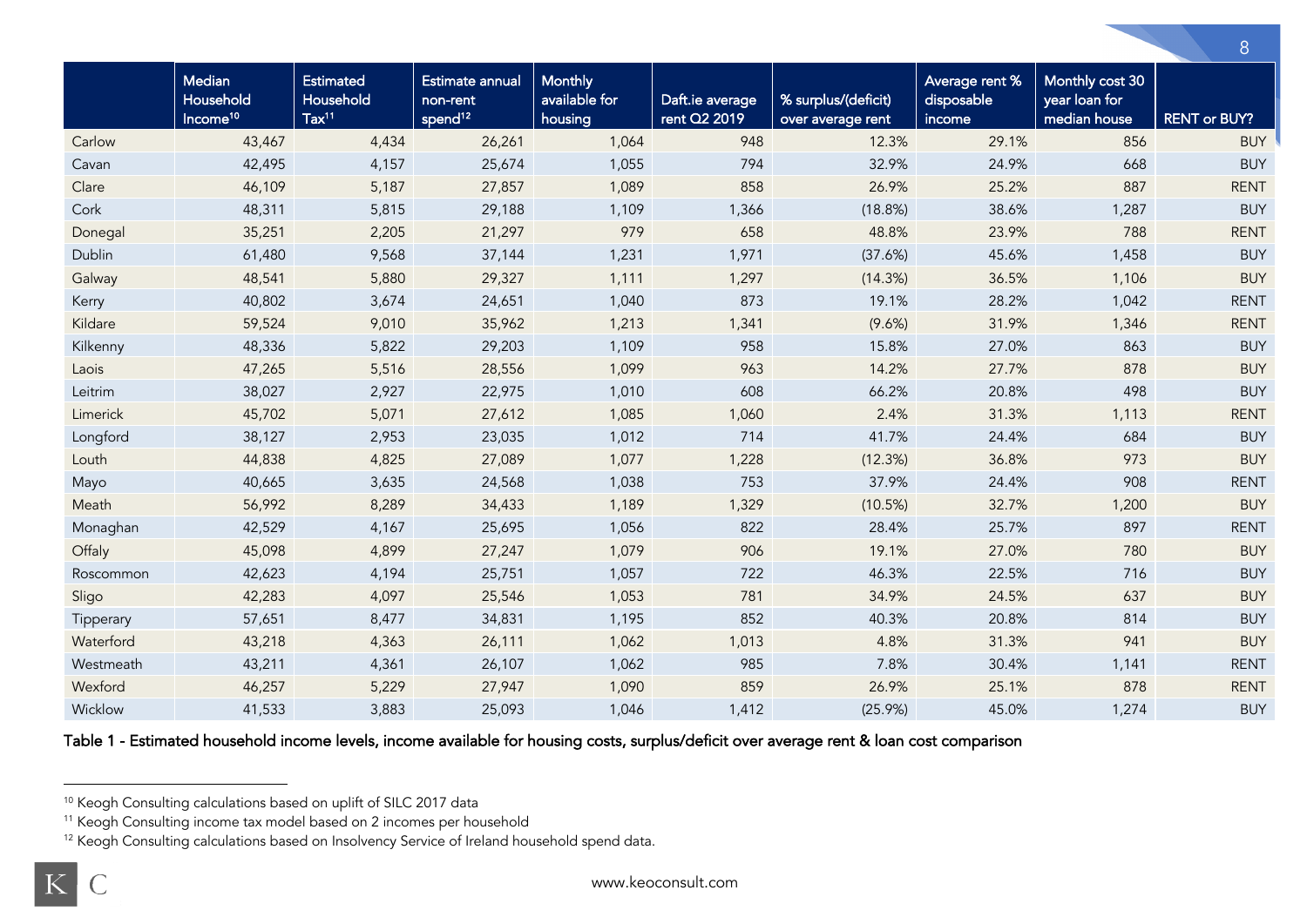| | Median Household Income[10] | Estimated Household Tax[11] | Estimate annual non-rent spend[12] | Monthly available for housing | Daft.ie average rent Q2 2019 | % surplus/(deficit) over average rent | Average rent % disposable income | Monthly cost 30 year loan for median house | RENT or BUY? |
|---|---|---|---|---|---|---|---|---|---|
| Carlow | 43,467 | 4,434 | 26,261 | 1,064 | 948 | 12.3% | 29.1% | 856 | BUY |
| Cavan | 42,495 | 4,157 | 25,674 | 1,055 | 794 | 32.9% | 24.9% | 668 | BUY |
| Clare | 46,109 | 5,187 | 27,857 | 1,089 | 858 | 26.9% | 25.2% | 887 | RENT |
| Cork | 48,311 | 5,815 | 29,188 | 1,109 | 1,366 | (18.8%) | 38.6% | 1,287 | BUY |
| Donegal | 35,251 | 2,205 | 21,297 | 979 | 658 | 48.8% | 23.9% | 788 | RENT |
| Dublin | 61,480 | 9,568 | 37,144 | 1,231 | 1,971 | (37.6%) | 45.6% | 1,458 | BUY |
| Galway | 48,541 | 5,880 | 29,327 | 1,111 | 1,297 | (14.3%) | 36.5% | 1,106 | BUY |
| Kerry | 40,802 | 3,674 | 24,651 | 1,040 | 873 | 19.1% | 28.2% | 1,042 | RENT |
| Kildare | 59,524 | 9,010 | 35,962 | 1,213 | 1,341 | (9.6%) | 31.9% | 1,346 | RENT |
| Kilkenny | 48,336 | 5,822 | 29,203 | 1,109 | 958 | 15.8% | 27.0% | 863 | BUY |
| Laois | 47,265 | 5,516 | 28,556 | 1,099 | 963 | 14.2% | 27.7% | 878 | BUY |
| Leitrim | 38,027 | 2,927 | 22,975 | 1,010 | 608 | 66.2% | 20.8% | 498 | BUY |
| Limerick | 45,702 | 5,071 | 27,612 | 1,085 | 1,060 | 2.4% | 31.3% | 1,113 | RENT |
| Longford | 38,127 | 2,953 | 23,035 | 1,012 | 714 | 41.7% | 24.4% | 684 | BUY |
| Louth | 44,838 | 4,825 | 27,089 | 1,077 | 1,228 | (12.3%) | 36.8% | 973 | BUY |
| Mayo | 40,665 | 3,635 | 24,568 | 1,038 | 753 | 37.9% | 24.4% | 908 | RENT |
| Meath | 56,992 | 8,289 | 34,433 | 1,189 | 1,329 | (10.5%) | 32.7% | 1,200 | BUY |
| Monaghan | 42,529 | 4,167 | 25,695 | 1,056 | 822 | 28.4% | 25.7% | 897 | RENT |
| Offaly | 45,098 | 4,899 | 27,247 | 1,079 | 906 | 19.1% | 27.0% | 780 | BUY |
| Roscommon | 42,623 | 4,194 | 25,751 | 1,057 | 722 | 46.3% | 22.5% | 716 | BUY |
| Sligo | 42,283 | 4,097 | 25,546 | 1,053 | 781 | 34.9% | 24.5% | 637 | BUY |
| Tipperary | 57,651 | 8,477 | 34,831 | 1,195 | 852 | 40.3% | 20.8% | 814 | BUY |
| Waterford | 43,218 | 4,363 | 26,111 | 1,062 | 1,013 | 4.8% | 31.3% | 941 | BUY |
| Westmeath | 43,211 | 4,361 | 26,107 | 1,062 | 985 | 7.8% | 30.4% | 1,141 | RENT |
| Wexford | 46,257 | 5,229 | 27,947 | 1,090 | 859 | 26.9% | 25.1% | 878 | RENT |
| Wicklow | 41,533 | 3,883 | 25,093 | 1,046 | 1,412 | (25.9%) | 45.0% | 1,274 | BUY |

Table 1 - Estimated household income levels, income available for housing costs, surplus/deficit over average rent & loan cost comparison

[10] Keogh Consulting calculations based on uplift of SILC 2017 data

[11] Keogh Consulting income tax model based on 2 incomes per household

[12] Keogh Consulting calculations based on Insolvency Service of Ireland household spend data.